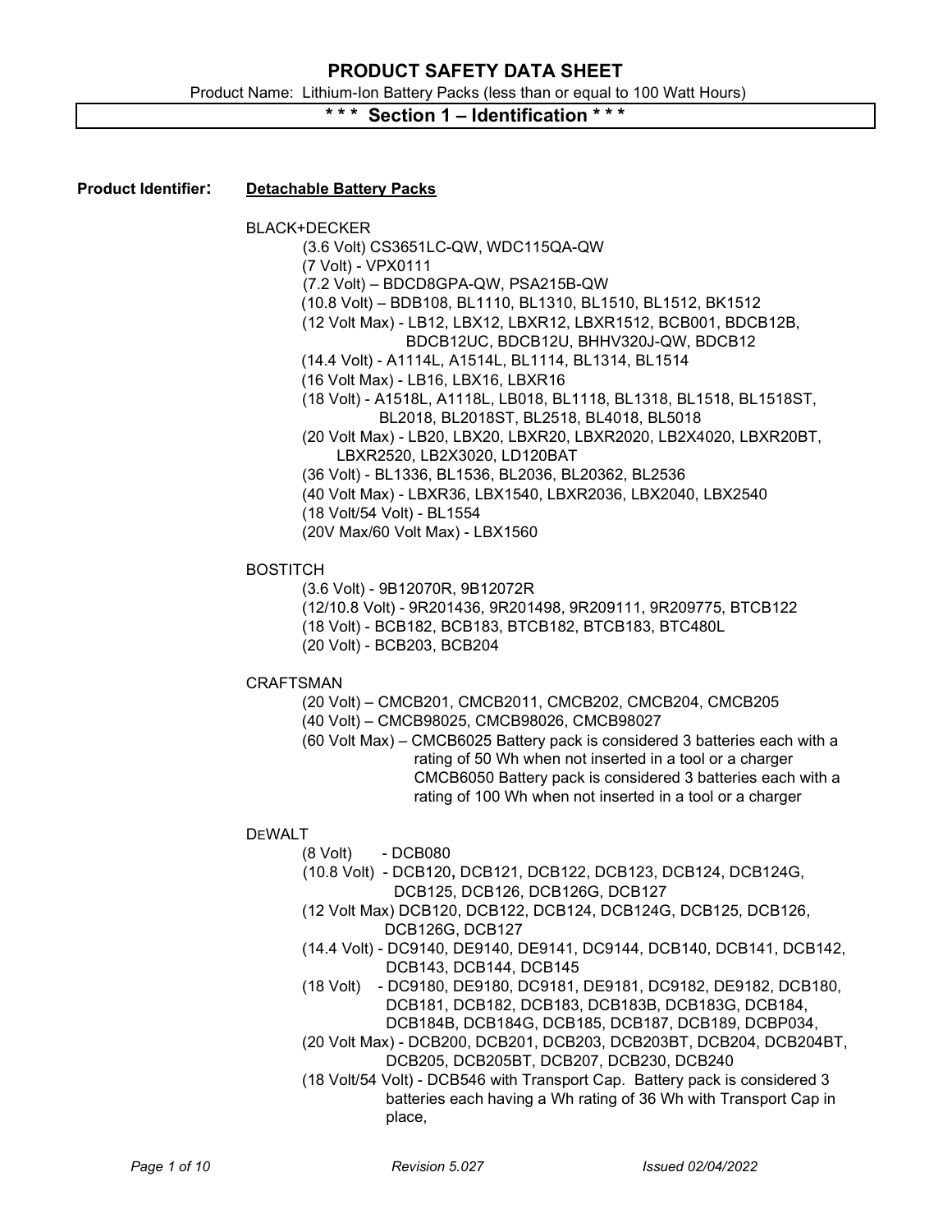# PRODUCT SAFETY DATA SHEET

Product Name: Lithium-Ion Battery Packs (less than or equal to 100 Watt Hours)

## * * * Section 1 – Identification * * *

**Product Identifier:** **Detachable Battery Packs**

BLACK+DECKER

- (3.6 Volt) CS3651LC-QW, WDC115QA-QW
- (7 Volt) - VPX0111
- (7.2 Volt) – BDCD8GPA-QW, PSA215B-QW
- (10.8 Volt) – BDB108, BL1110, BL1310, BL1510, BL1512, BK1512
- (12 Volt Max) - LB12, LBX12, LBXR12, LBXR1512, BCB001, BDCB12B, BDCB12UC, BDCB12U, BHHV320J-QW, BDCB12
- (14.4 Volt) - A1114L, A1514L, BL1114, BL1314, BL1514
- (16 Volt Max) - LB16, LBX16, LBXR16
- (18 Volt) - A1518L, A1118L, LB018, BL1118, BL1318, BL1518, BL1518ST, BL2018, BL2018ST, BL2518, BL4018, BL5018
- (20 Volt Max) - LB20, LBX20, LBXR20, LBXR2020, LB2X4020, LBXR20BT, LBXR2520, LB2X3020, LD120BAT
- (36 Volt) - BL1336, BL1536, BL2036, BL20362, BL2536
- (40 Volt Max) - LBXR36, LBX1540, LBXR2036, LBX2040, LBX2540
- (18 Volt/54 Volt) - BL1554
- (20V Max/60 Volt Max) - LBX1560

BOSTITCH

- (3.6 Volt) - 9B12070R, 9B12072R
- (12/10.8 Volt) - 9R201436, 9R201498, 9R209111, 9R209775, BTCB122
- (18 Volt) - BCB182, BCB183, BTCB182, BTCB183, BTC480L
- (20 Volt) - BCB203, BCB204

CRAFTSMAN

- (20 Volt) – CMCB201, CMCB2011, CMCB202, CMCB204, CMCB205
- (40 Volt) – CMCB98025, CMCB98026, CMCB98027
- (60 Volt Max) – CMCB6025 Battery pack is considered 3 batteries each with a rating of 50 Wh when not inserted in a tool or a charger
  CMCB6050 Battery pack is considered 3 batteries each with a rating of 100 Wh when not inserted in a tool or a charger

DEWALT

- (8 Volt) - DCB080
- (10.8 Volt) - DCB120, DCB121, DCB122, DCB123, DCB124, DCB124G, DCB125, DCB126, DCB126G, DCB127
- (12 Volt Max) DCB120, DCB122, DCB124, DCB124G, DCB125, DCB126, DCB126G, DCB127
- (14.4 Volt) - DC9140, DE9140, DE9141, DC9144, DCB140, DCB141, DCB142, DCB143, DCB144, DCB145
- (18 Volt) - DC9180, DE9180, DC9181, DE9181, DC9182, DE9182, DCB180, DCB181, DCB182, DCB183, DCB183B, DCB183G, DCB184, DCB184B, DCB184G, DCB185, DCB187, DCB189, DCBP034,
- (20 Volt Max) - DCB200, DCB201, DCB203, DCB203BT, DCB204, DCB204BT, DCB205, DCB205BT, DCB207, DCB230, DCB240
- (18 Volt/54 Volt) - DCB546 with Transport Cap. Battery pack is considered 3 batteries each having a Wh rating of 36 Wh with Transport Cap in place,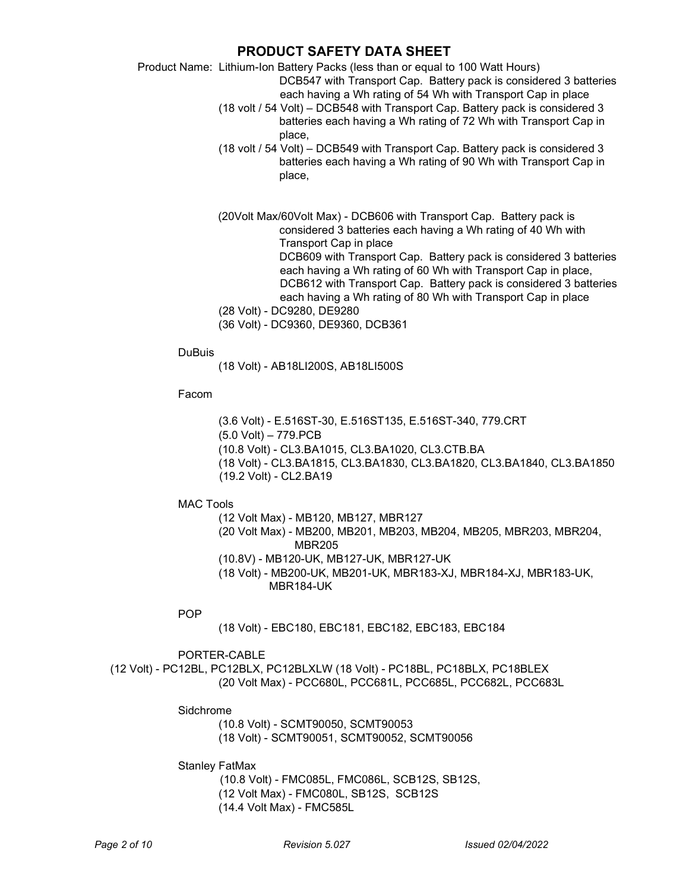## PRODUCT SAFETY DATA SHEET

Product Name: Lithium-Ion Battery Packs (less than or equal to 100 Watt Hours)

DCB547 with Transport Cap. Battery pack is considered 3 batteries each having a Wh rating of 54 Wh with Transport Cap in place

(18 volt / 54 Volt) – DCB548 with Transport Cap. Battery pack is considered 3 batteries each having a Wh rating of 72 Wh with Transport Cap in place,

(18 volt / 54 Volt) – DCB549 with Transport Cap. Battery pack is considered 3 batteries each having a Wh rating of 90 Wh with Transport Cap in place,

(20Volt Max/60Volt Max) - DCB606 with Transport Cap. Battery pack is considered 3 batteries each having a Wh rating of 40 Wh with Transport Cap in place

DCB609 with Transport Cap. Battery pack is considered 3 batteries each having a Wh rating of 60 Wh with Transport Cap in place,

DCB612 with Transport Cap. Battery pack is considered 3 batteries each having a Wh rating of 80 Wh with Transport Cap in place

(28 Volt) - DC9280, DE9280

(36 Volt) - DC9360, DE9360, DCB361

DuBuis

(18 Volt) - AB18LI200S, AB18LI500S

Facom

(3.6 Volt) - E.516ST-30, E.516ST135, E.516ST-340, 779.CRT

(5.0 Volt) – 779.PCB

(10.8 Volt) - CL3.BA1015, CL3.BA1020, CL3.CTB.BA

(18 Volt) - CL3.BA1815, CL3.BA1830, CL3.BA1820, CL3.BA1840, CL3.BA1850

(19.2 Volt) - CL2.BA19

MAC Tools

(12 Volt Max) - MB120, MB127, MBR127

(20 Volt Max) - MB200, MB201, MB203, MB204, MB205, MBR203, MBR204, MBR205

(10.8V) - MB120-UK, MB127-UK, MBR127-UK

(18 Volt) - MB200-UK, MB201-UK, MBR183-XJ, MBR184-XJ, MBR183-UK, MBR184-UK

POP

(18 Volt) - EBC180, EBC181, EBC182, EBC183, EBC184

PORTER-CABLE

(12 Volt) - PC12BL, PC12BLX, PC12BLXLW (18 Volt) - PC18BL, PC18BLX, PC18BLEX

(20 Volt Max) - PCC680L, PCC681L, PCC685L, PCC682L, PCC683L

Sidchrome

(10.8 Volt) - SCMT90050, SCMT90053

(18 Volt) - SCMT90051, SCMT90052, SCMT90056

Stanley FatMax

(10.8 Volt) - FMC085L, FMC086L, SCB12S, SB12S,

(12 Volt Max) - FMC080L, SB12S, SCB12S

(14.4 Volt Max) - FMC585L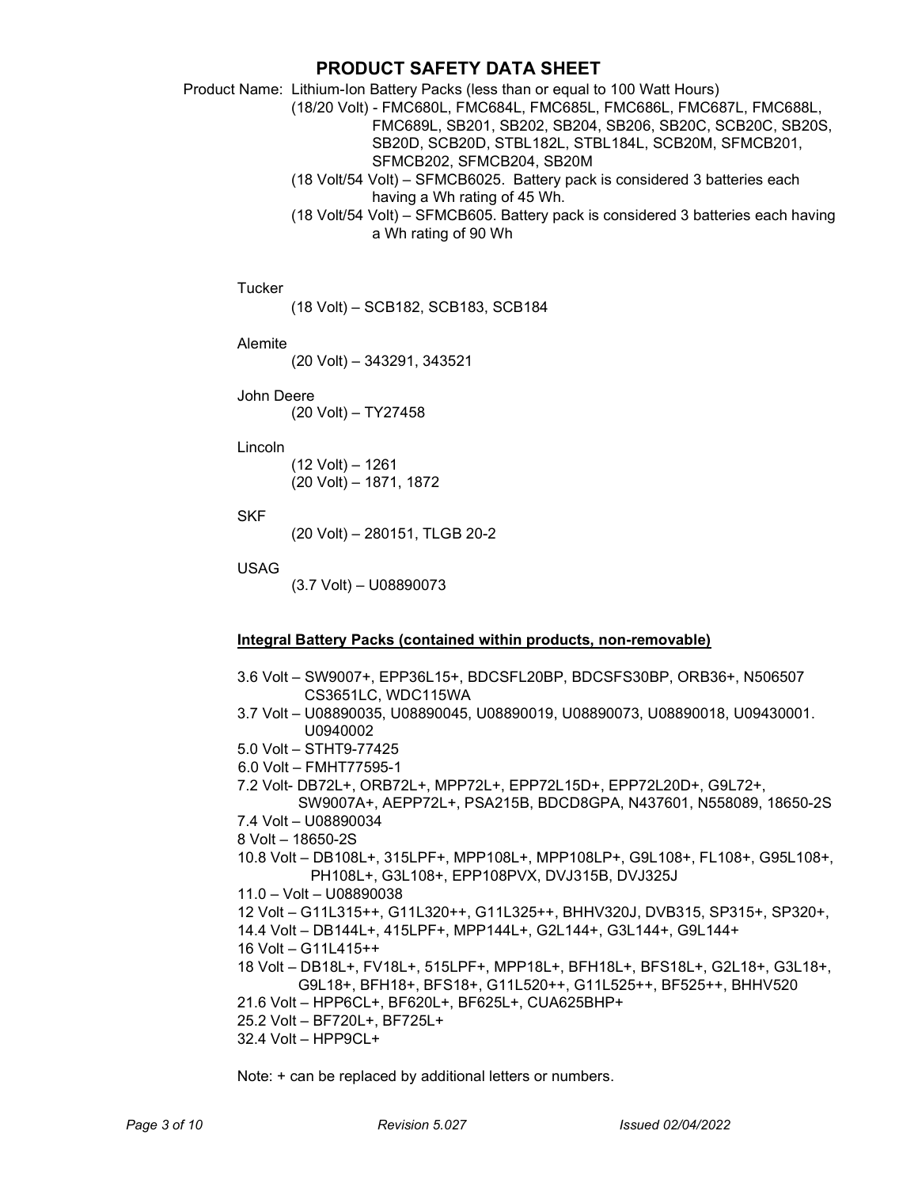# PRODUCT SAFETY DATA SHEET

Product Name: Lithium-Ion Battery Packs (less than or equal to 100 Watt Hours)

(18/20 Volt) - FMC680L, FMC684L, FMC685L, FMC686L, FMC687L, FMC688L, FMC689L, SB201, SB202, SB204, SB206, SB20C, SCB20C, SB20S, SB20D, SCB20D, STBL182L, STBL184L, SCB20M, SFMCB201, SFMCB202, SFMCB204, SB20M

(18 Volt/54 Volt) – SFMCB6025. Battery pack is considered 3 batteries each having a Wh rating of 45 Wh.

(18 Volt/54 Volt) – SFMCB605. Battery pack is considered 3 batteries each having a Wh rating of 90 Wh

Tucker

(18 Volt) – SCB182, SCB183, SCB184

Alemite

(20 Volt) – 343291, 343521

John Deere

(20 Volt) – TY27458

Lincoln

(12 Volt) – 1261
(20 Volt) – 1871, 1872

SKF

(20 Volt) – 280151, TLGB 20-2

USAG

(3.7 Volt) – U08890073

**Integral Battery Packs (contained within products, non-removable)**

3.6 Volt – SW9007+, EPP36L15+, BDCSFL20BP, BDCSFS30BP, ORB36+, N506507 CS3651LC, WDC115WA
3.7 Volt – U08890035, U08890045, U08890019, U08890073, U08890018, U09430001. U0940002
5.0 Volt – STHT9-77425
6.0 Volt – FMHT77595-1
7.2 Volt- DB72L+, ORB72L+, MPP72L+, EPP72L15D+, EPP72L20D+, G9L72+, SW9007A+, AEPP72L+, PSA215B, BDCD8GPA, N437601, N558089, 18650-2S
7.4 Volt – U08890034
8 Volt – 18650-2S
10.8 Volt – DB108L+, 315LPF+, MPP108L+, MPP108LP+, G9L108+, FL108+, G95L108+, PH108L+, G3L108+, EPP108PVX, DVJ315B, DVJ325J
11.0 – Volt – U08890038
12 Volt – G11L315++, G11L320++, G11L325++, BHHV320J, DVB315, SP315+, SP320+,
14.4 Volt – DB144L+, 415LPF+, MPP144L+, G2L144+, G3L144+, G9L144+
16 Volt – G11L415++
18 Volt – DB18L+, FV18L+, 515LPF+, MPP18L+, BFH18L+, BFS18L+, G2L18+, G3L18+, G9L18+, BFH18+, BFS18+, G11L520++, G11L525++, BF525++, BHHV520
21.6 Volt – HPP6CL+, BF620L+, BF625L+, CUA625BHP+
25.2 Volt – BF720L+, BF725L+
32.4 Volt – HPP9CL+

Note: + can be replaced by additional letters or numbers.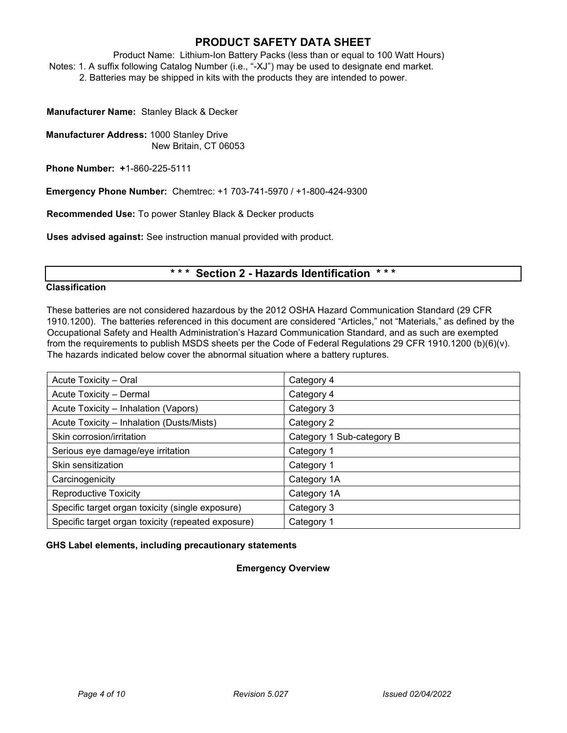# PRODUCT SAFETY DATA SHEET

Product Name: Lithium-Ion Battery Packs (less than or equal to 100 Watt Hours)

Notes: 1. A suffix following Catalog Number (i.e., "-XJ") may be used to designate end market.
2. Batteries may be shipped in kits with the products they are intended to power.

**Manufacturer Name:** Stanley Black & Decker

**Manufacturer Address:** 1000 Stanley Drive
New Britain, CT 06053

**Phone Number:** **+**1-860-225-5111

**Emergency Phone Number:** Chemtrec: +1 703-741-5970 / +1-800-424-9300

**Recommended Use:** To power Stanley Black & Decker products

**Uses advised against:** See instruction manual provided with product.

## *** Section 2 - Hazards Identification ***

**Classification**

These batteries are not considered hazardous by the 2012 OSHA Hazard Communication Standard (29 CFR 1910.1200). The batteries referenced in this document are considered "Articles," not "Materials," as defined by the Occupational Safety and Health Administration's Hazard Communication Standard, and as such are exempted from the requirements to publish MSDS sheets per the Code of Federal Regulations 29 CFR 1910.1200 (b)(6)(v). The hazards indicated below cover the abnormal situation where a battery ruptures.

| Hazard | Category |
|---|---|
| Acute Toxicity – Oral | Category 4 |
| Acute Toxicity – Dermal | Category 4 |
| Acute Toxicity – Inhalation (Vapors) | Category 3 |
| Acute Toxicity – Inhalation (Dusts/Mists) | Category 2 |
| Skin corrosion/irritation | Category 1 Sub-category B |
| Serious eye damage/eye irritation | Category 1 |
| Skin sensitization | Category 1 |
| Carcinogenicity | Category 1A |
| Reproductive Toxicity | Category 1A |
| Specific target organ toxicity (single exposure) | Category 3 |
| Specific target organ toxicity (repeated exposure) | Category 1 |

**GHS Label elements, including precautionary statements**

**Emergency Overview**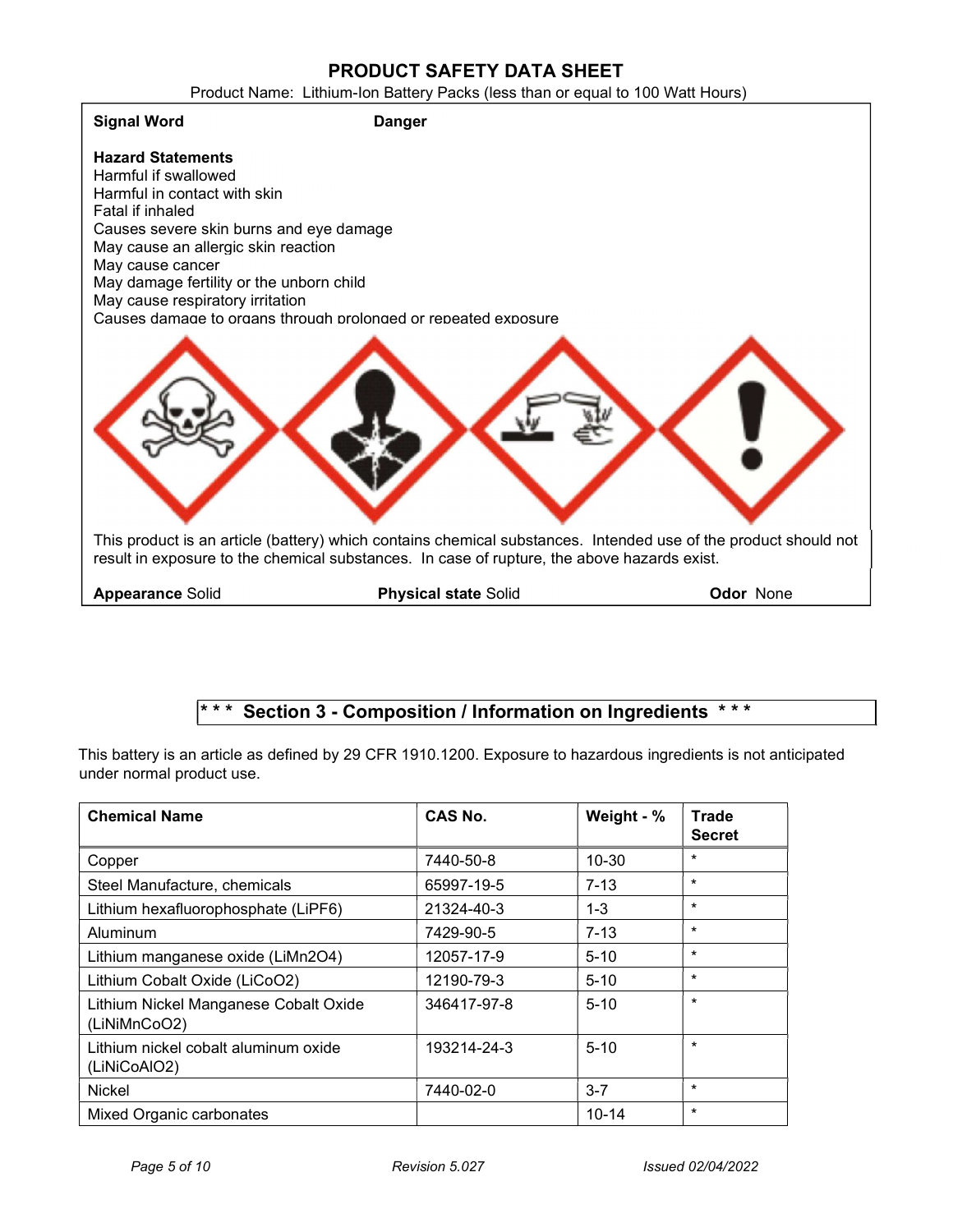# PRODUCT SAFETY DATA SHEET

Product Name: Lithium-Ion Battery Packs (less than or equal to 100 Watt Hours)

**Signal Word** **Danger**

**Hazard Statements**

Harmful if swallowed
Harmful in contact with skin
Fatal if inhaled
Causes severe skin burns and eye damage
May cause an allergic skin reaction
May cause cancer
May damage fertility or the unborn child
May cause respiratory irritation
Causes damage to organs through prolonged or repeated exposure

This product is an article (battery) which contains chemical substances. Intended use of the product should not result in exposure to the chemical substances. In case of rupture, the above hazards exist.

**Appearance** Solid **Physical state** Solid **Odor** None

## * * * Section 3 - Composition / Information on Ingredients * * *

This battery is an article as defined by 29 CFR 1910.1200. Exposure to hazardous ingredients is not anticipated under normal product use.

| Chemical Name | CAS No. | Weight - % | Trade Secret |
|---|---|---|---|
| Copper | 7440-50-8 | 10-30 | * |
| Steel Manufacture, chemicals | 65997-19-5 | 7-13 | * |
| Lithium hexafluorophosphate (LiPF6) | 21324-40-3 | 1-3 | * |
| Aluminum | 7429-90-5 | 7-13 | * |
| Lithium manganese oxide (LiMn2O4) | 12057-17-9 | 5-10 | * |
| Lithium Cobalt Oxide (LiCoO2) | 12190-79-3 | 5-10 | * |
| Lithium Nickel Manganese Cobalt Oxide (LiNiMnCoO2) | 346417-97-8 | 5-10 | * |
| Lithium nickel cobalt aluminum oxide (LiNiCoAlO2) | 193214-24-3 | 5-10 | * |
| Nickel | 7440-02-0 | 3-7 | * |
| Mixed Organic carbonates | | 10-14 | * |

Revision 5.027 Issued 02/04/2022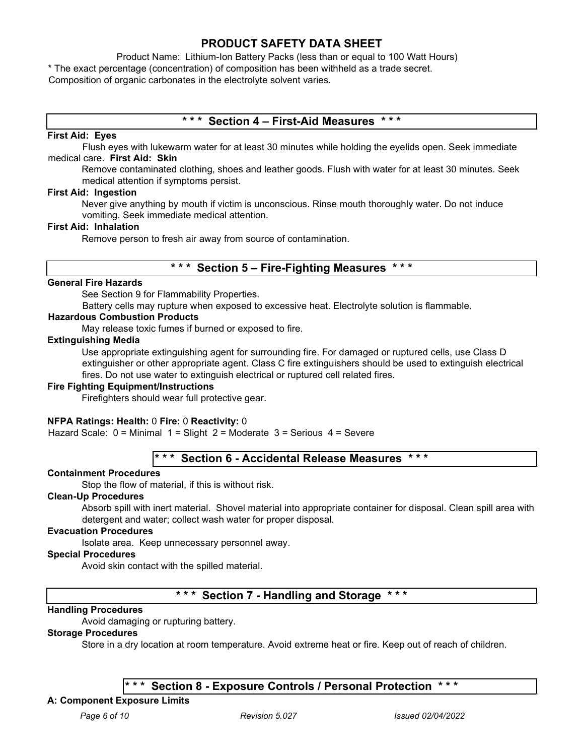# PRODUCT SAFETY DATA SHEET

Product Name: Lithium-Ion Battery Packs (less than or equal to 100 Watt Hours)

* The exact percentage (concentration) of composition has been withheld as a trade secret.
Composition of organic carbonates in the electrolyte solvent varies.

## * * * Section 4 – First-Aid Measures * * *

**First Aid: Eyes**

Flush eyes with lukewarm water for at least 30 minutes while holding the eyelids open. Seek immediate medical care.

**First Aid: Skin**

Remove contaminated clothing, shoes and leather goods. Flush with water for at least 30 minutes. Seek medical attention if symptoms persist.

**First Aid: Ingestion**

Never give anything by mouth if victim is unconscious. Rinse mouth thoroughly water. Do not induce vomiting. Seek immediate medical attention.

**First Aid: Inhalation**

Remove person to fresh air away from source of contamination.

## * * * Section 5 – Fire-Fighting Measures * * *

**General Fire Hazards**

See Section 9 for Flammability Properties.

Battery cells may rupture when exposed to excessive heat. Electrolyte solution is flammable.

**Hazardous Combustion Products**

May release toxic fumes if burned or exposed to fire.

**Extinguishing Media**

Use appropriate extinguishing agent for surrounding fire. For damaged or ruptured cells, use Class D extinguisher or other appropriate agent. Class C fire extinguishers should be used to extinguish electrical fires. Do not use water to extinguish electrical or ruptured cell related fires.

**Fire Fighting Equipment/Instructions**

Firefighters should wear full protective gear.

**NFPA Ratings: Health:** 0 **Fire:** 0 **Reactivity:** 0

Hazard Scale: 0 = Minimal 1 = Slight 2 = Moderate 3 = Serious 4 = Severe

## * * * Section 6 - Accidental Release Measures * * *

**Containment Procedures**

Stop the flow of material, if this is without risk.

**Clean-Up Procedures**

Absorb spill with inert material. Shovel material into appropriate container for disposal. Clean spill area with detergent and water; collect wash water for proper disposal.

**Evacuation Procedures**

Isolate area. Keep unnecessary personnel away.

**Special Procedures**

Avoid skin contact with the spilled material.

## * * * Section 7 - Handling and Storage * * *

**Handling Procedures**

Avoid damaging or rupturing battery.

**Storage Procedures**

Store in a dry location at room temperature. Avoid extreme heat or fire. Keep out of reach of children.

## * * * Section 8 - Exposure Controls / Personal Protection * * *

**A: Component Exposure Limits**

*Revision 5.027* *Issued 02/04/2022*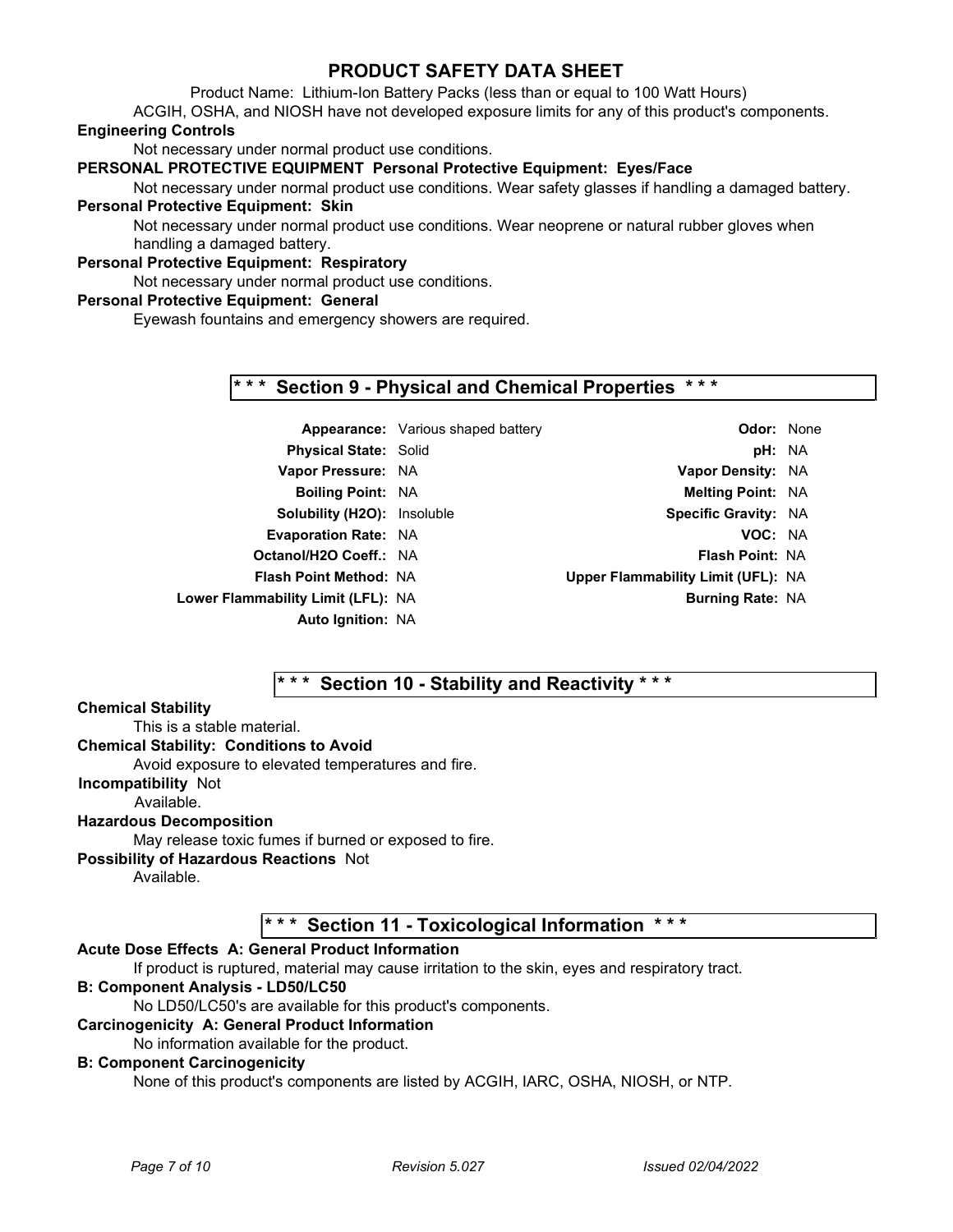# PRODUCT SAFETY DATA SHEET

Product Name: Lithium-Ion Battery Packs (less than or equal to 100 Watt Hours)

ACGIH, OSHA, and NIOSH have not developed exposure limits for any of this product's components.

**Engineering Controls**

Not necessary under normal product use conditions.

**PERSONAL PROTECTIVE EQUIPMENT Personal Protective Equipment: Eyes/Face**

Not necessary under normal product use conditions. Wear safety glasses if handling a damaged battery.

**Personal Protective Equipment: Skin**

Not necessary under normal product use conditions. Wear neoprene or natural rubber gloves when handling a damaged battery.

**Personal Protective Equipment: Respiratory**

Not necessary under normal product use conditions.

**Personal Protective Equipment: General**

Eyewash fountains and emergency showers are required.

## * * * Section 9 - Physical and Chemical Properties * * *

| | | | |
|---|---|---|---|
| **Appearance:** | Various shaped battery | **Odor:** | None |
| **Physical State:** | Solid | **pH:** | NA |
| **Vapor Pressure:** | NA | **Vapor Density:** | NA |
| **Boiling Point:** | NA | **Melting Point:** | NA |
| **Solubility (H2O):** | Insoluble | **Specific Gravity:** | NA |
| **Evaporation Rate:** | NA | **VOC:** | NA |
| **Octanol/H2O Coeff.:** | NA | **Flash Point:** | NA |
| **Flash Point Method:** | NA | **Upper Flammability Limit (UFL):** | NA |
| **Lower Flammability Limit (LFL):** | NA | **Burning Rate:** | NA |
| **Auto Ignition:** | NA | | |

## * * * Section 10 - Stability and Reactivity * * *

**Chemical Stability**

This is a stable material.

**Chemical Stability: Conditions to Avoid**

Avoid exposure to elevated temperatures and fire.

**Incompatibility** Not Available.

**Hazardous Decomposition**

May release toxic fumes if burned or exposed to fire.

**Possibility of Hazardous Reactions** Not Available.

## * * * Section 11 - Toxicological Information * * *

**Acute Dose Effects A: General Product Information**

If product is ruptured, material may cause irritation to the skin, eyes and respiratory tract.

**B: Component Analysis - LD50/LC50**

No LD50/LC50's are available for this product's components.

**Carcinogenicity A: General Product Information**

No information available for the product.

**B: Component Carcinogenicity**

None of this product's components are listed by ACGIH, IARC, OSHA, NIOSH, or NTP.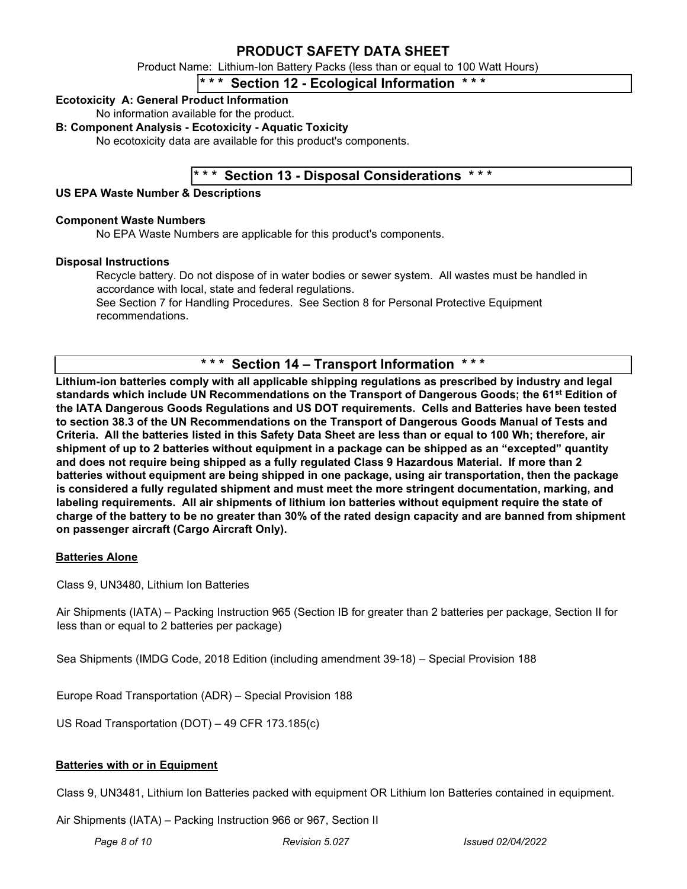# PRODUCT SAFETY DATA SHEET

Product Name: Lithium-Ion Battery Packs (less than or equal to 100 Watt Hours)

## * * * Section 12 - Ecological Information * * *

**Ecotoxicity A: General Product Information**

No information available for the product.

**B: Component Analysis - Ecotoxicity - Aquatic Toxicity**

No ecotoxicity data are available for this product's components.

## * * * Section 13 - Disposal Considerations * * *

**US EPA Waste Number & Descriptions**

**Component Waste Numbers**

No EPA Waste Numbers are applicable for this product's components.

**Disposal Instructions**

Recycle battery. Do not dispose of in water bodies or sewer system. All wastes must be handled in accordance with local, state and federal regulations.
See Section 7 for Handling Procedures. See Section 8 for Personal Protective Equipment recommendations.

## * * * Section 14 – Transport Information * * *

**Lithium-ion batteries comply with all applicable shipping regulations as prescribed by industry and legal standards which include UN Recommendations on the Transport of Dangerous Goods; the 61st Edition of the IATA Dangerous Goods Regulations and US DOT requirements. Cells and Batteries have been tested to section 38.3 of the UN Recommendations on the Transport of Dangerous Goods Manual of Tests and Criteria. All the batteries listed in this Safety Data Sheet are less than or equal to 100 Wh; therefore, air shipment of up to 2 batteries without equipment in a package can be shipped as an "excepted" quantity and does not require being shipped as a fully regulated Class 9 Hazardous Material. If more than 2 batteries without equipment are being shipped in one package, using air transportation, then the package is considered a fully regulated shipment and must meet the more stringent documentation, marking, and labeling requirements. All air shipments of lithium ion batteries without equipment require the state of charge of the battery to be no greater than 30% of the rated design capacity and are banned from shipment on passenger aircraft (Cargo Aircraft Only).**

**Batteries Alone**

Class 9, UN3480, Lithium Ion Batteries

Air Shipments (IATA) – Packing Instruction 965 (Section IB for greater than 2 batteries per package, Section II for less than or equal to 2 batteries per package)

Sea Shipments (IMDG Code, 2018 Edition (including amendment 39-18) – Special Provision 188

Europe Road Transportation (ADR) – Special Provision 188

US Road Transportation (DOT) – 49 CFR 173.185(c)

**Batteries with or in Equipment**

Class 9, UN3481, Lithium Ion Batteries packed with equipment OR Lithium Ion Batteries contained in equipment.

Air Shipments (IATA) – Packing Instruction 966 or 967, Section II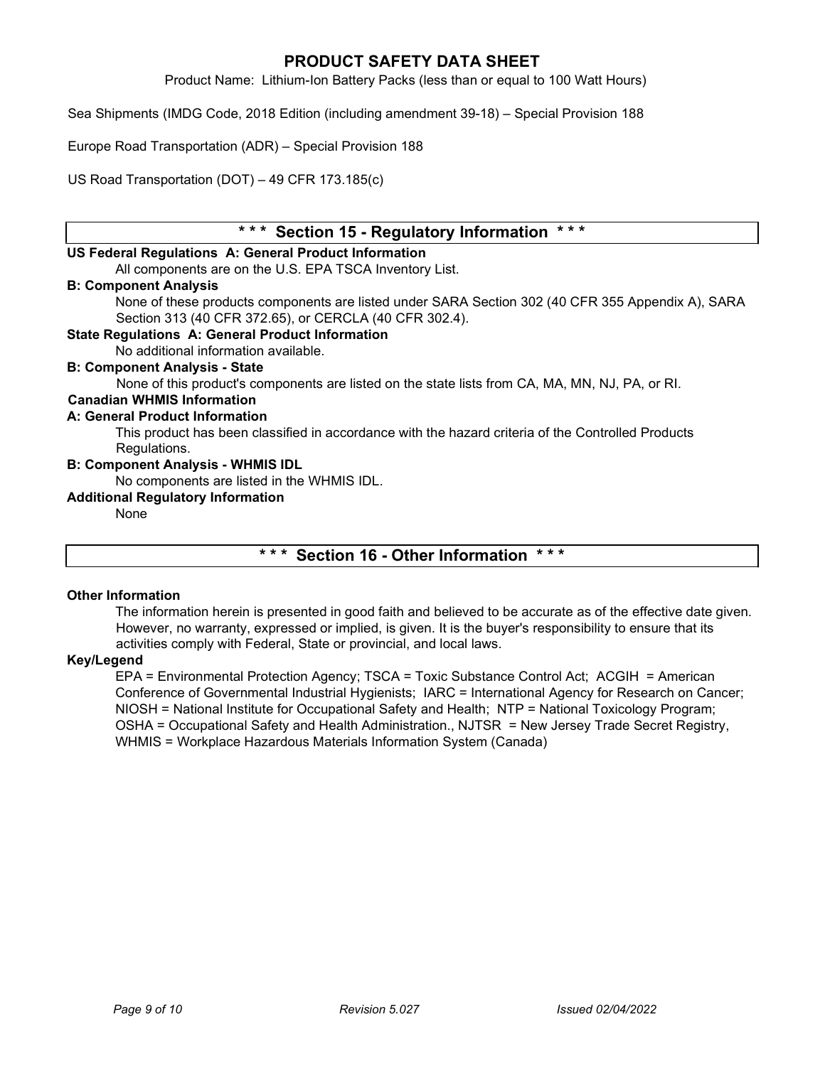Sea Shipments (IMDG Code, 2018 Edition (including amendment 39-18) – Special Provision 188

Europe Road Transportation (ADR) – Special Provision 188

US Road Transportation (DOT) – 49 CFR 173.185(c)

## * * * Section 15 - Regulatory Information * * *

**US Federal Regulations A: General Product Information**

All components are on the U.S. EPA TSCA Inventory List.

**B: Component Analysis**

None of these products components are listed under SARA Section 302 (40 CFR 355 Appendix A), SARA Section 313 (40 CFR 372.65), or CERCLA (40 CFR 302.4).

**State Regulations A: General Product Information**

No additional information available.

**B: Component Analysis - State**

None of this product's components are listed on the state lists from CA, MA, MN, NJ, PA, or RI.

**Canadian WHMIS Information**

**A: General Product Information**

This product has been classified in accordance with the hazard criteria of the Controlled Products Regulations.

**B: Component Analysis - WHMIS IDL**

No components are listed in the WHMIS IDL.

**Additional Regulatory Information**

None

## * * * Section 16 - Other Information * * *

**Other Information**

The information herein is presented in good faith and believed to be accurate as of the effective date given. However, no warranty, expressed or implied, is given. It is the buyer's responsibility to ensure that its activities comply with Federal, State or provincial, and local laws.

**Key/Legend**

EPA = Environmental Protection Agency; TSCA = Toxic Substance Control Act; ACGIH = American Conference of Governmental Industrial Hygienists; IARC = International Agency for Research on Cancer; NIOSH = National Institute for Occupational Safety and Health; NTP = National Toxicology Program; OSHA = Occupational Safety and Health Administration., NJTSR = New Jersey Trade Secret Registry, WHMIS = Workplace Hazardous Materials Information System (Canada)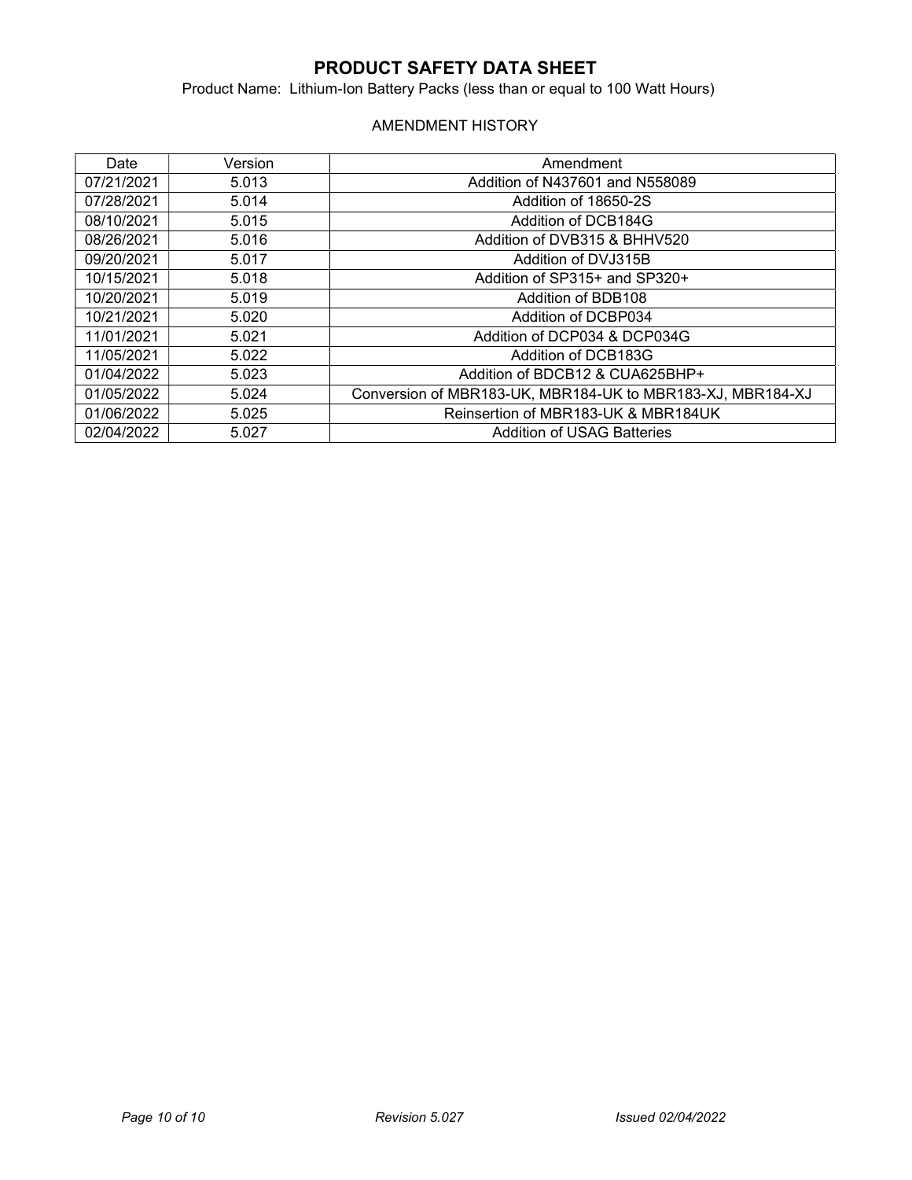# PRODUCT SAFETY DATA SHEET

Product Name: Lithium-Ion Battery Packs (less than or equal to 100 Watt Hours)

AMENDMENT HISTORY

| Date | Version | Amendment |
|---|---|---|
| 07/21/2021 | 5.013 | Addition of N437601 and N558089 |
| 07/28/2021 | 5.014 | Addition of 18650-2S |
| 08/10/2021 | 5.015 | Addition of DCB184G |
| 08/26/2021 | 5.016 | Addition of DVB315 & BHHV520 |
| 09/20/2021 | 5.017 | Addition of DVJ315B |
| 10/15/2021 | 5.018 | Addition of SP315+ and SP320+ |
| 10/20/2021 | 5.019 | Addition of BDB108 |
| 10/21/2021 | 5.020 | Addition of DCBP034 |
| 11/01/2021 | 5.021 | Addition of DCP034 & DCP034G |
| 11/05/2021 | 5.022 | Addition of DCB183G |
| 01/04/2022 | 5.023 | Addition of BDCB12 & CUA625BHP+ |
| 01/05/2022 | 5.024 | Conversion of MBR183-UK, MBR184-UK to MBR183-XJ, MBR184-XJ |
| 01/06/2022 | 5.025 | Reinsertion of MBR183-UK & MBR184UK |
| 02/04/2022 | 5.027 | Addition of USAG Batteries |